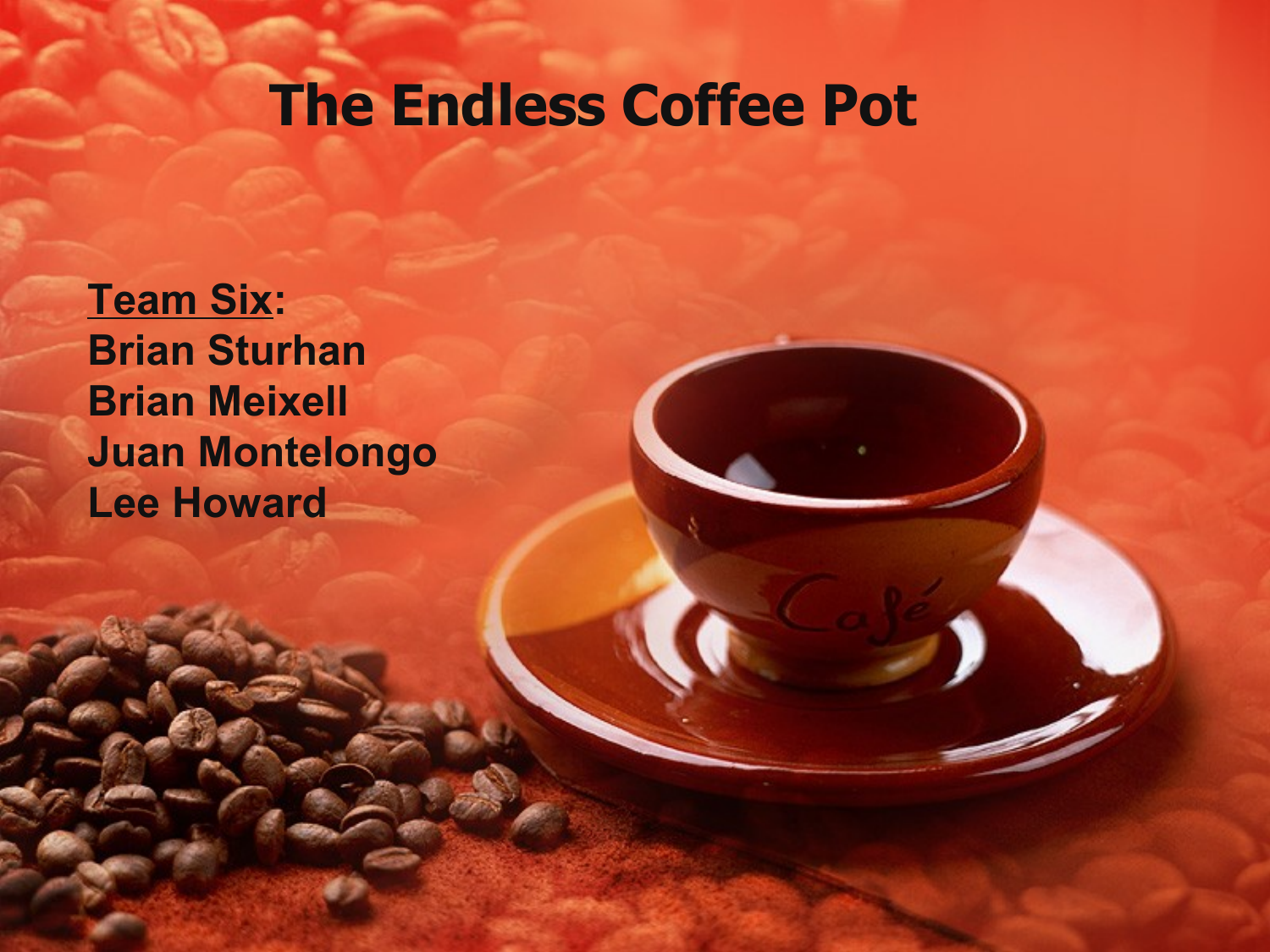# The Endless Coffee Pot

**<u>Team Six</u>:**
**Brian Sturhan**
**Brian Meixell**
**Juan Montelongo**
**Lee Howard**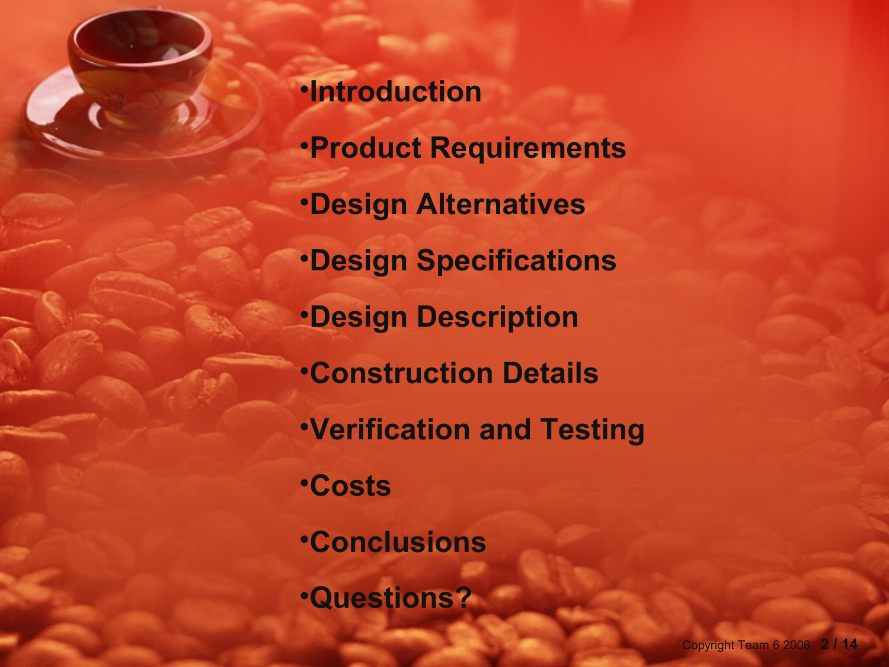- Introduction
- Product Requirements
- Design Alternatives
- Design Specifications
- Design Description
- Construction Details
- Verification and Testing
- Costs
- Conclusions
- Questions?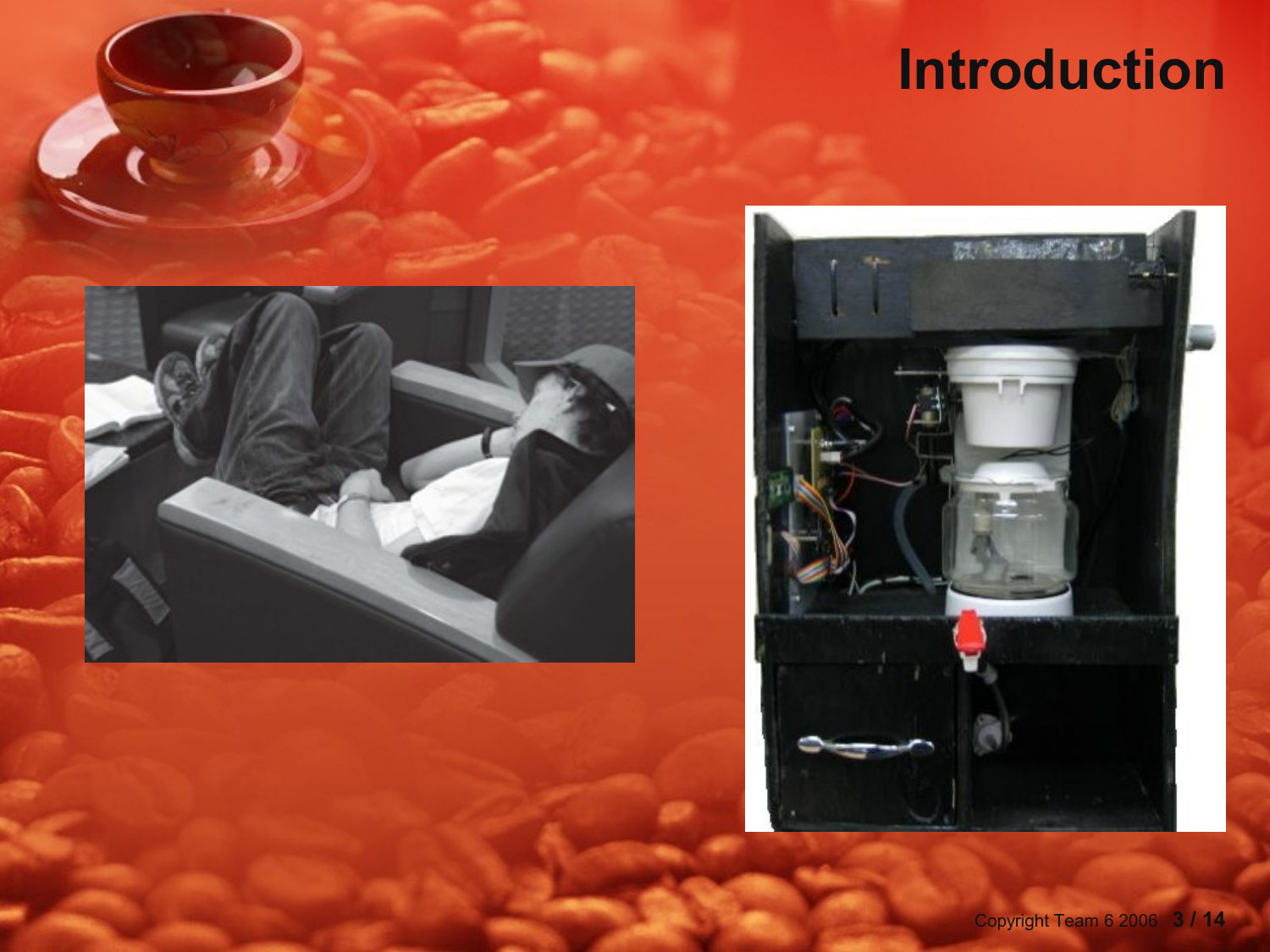# Introduction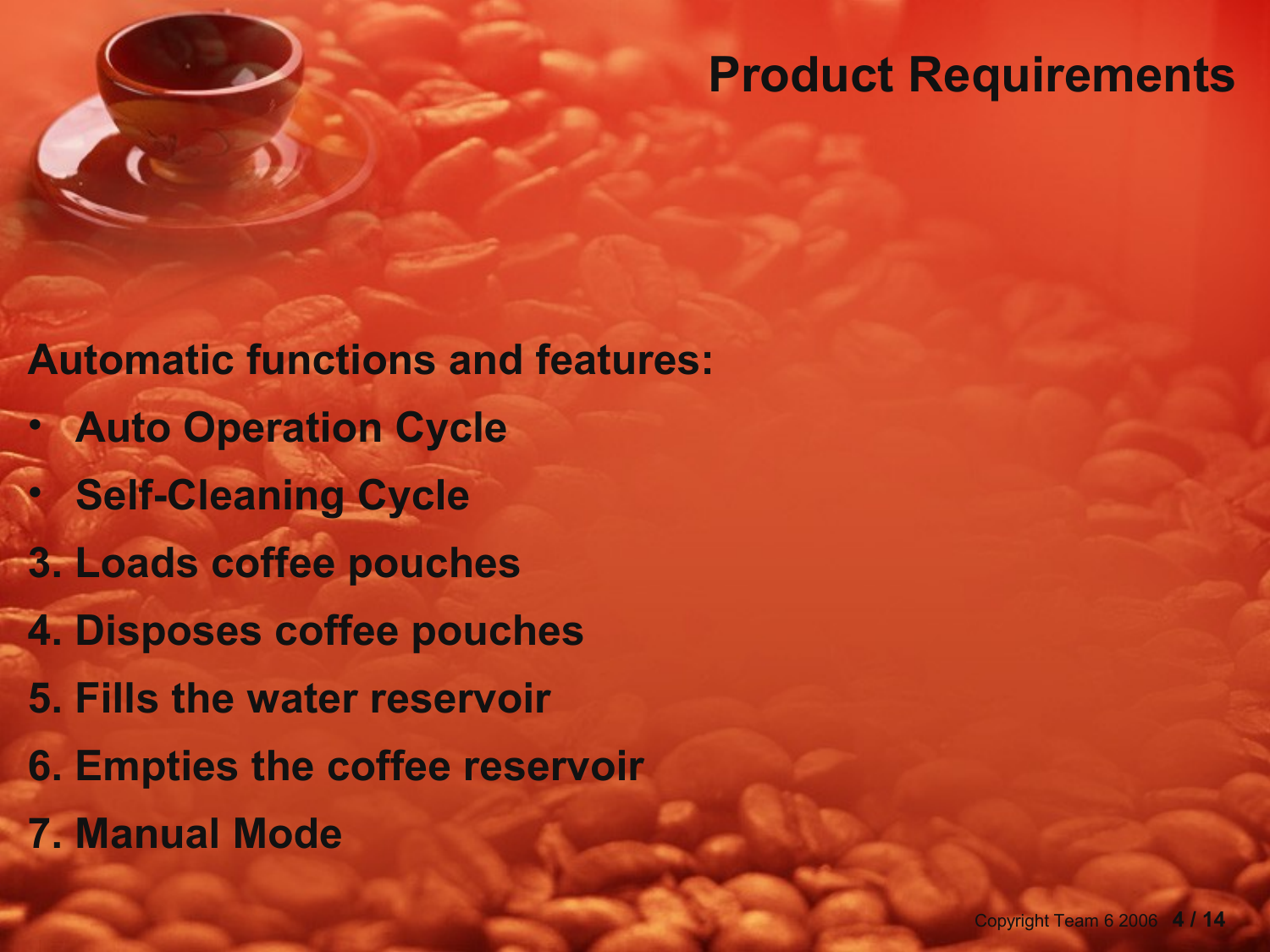# Product Requirements

**Automatic functions and features:**

- **Auto Operation Cycle**
- **Self-Cleaning Cycle**

**3. Loads coffee pouches**

**4. Disposes coffee pouches**

**5. Fills the water reservoir**

**6. Empties the coffee reservoir**

**7. Manual Mode**

Copyright Team 6 2006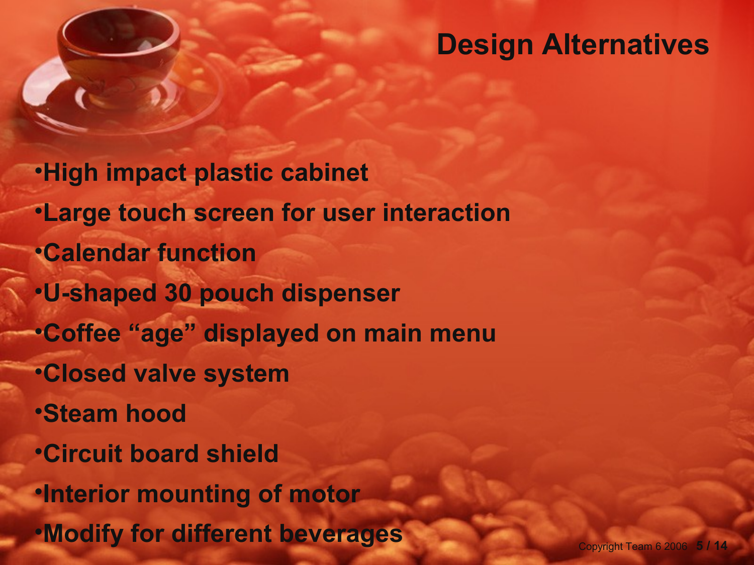# Design Alternatives

- High impact plastic cabinet
- Large touch screen for user interaction
- Calendar function
- U-shaped 30 pouch dispenser
- Coffee "age" displayed on main menu
- Closed valve system
- Steam hood
- Circuit board shield
- Interior mounting of motor
- Modify for different beverages

Copyright Team 6 2006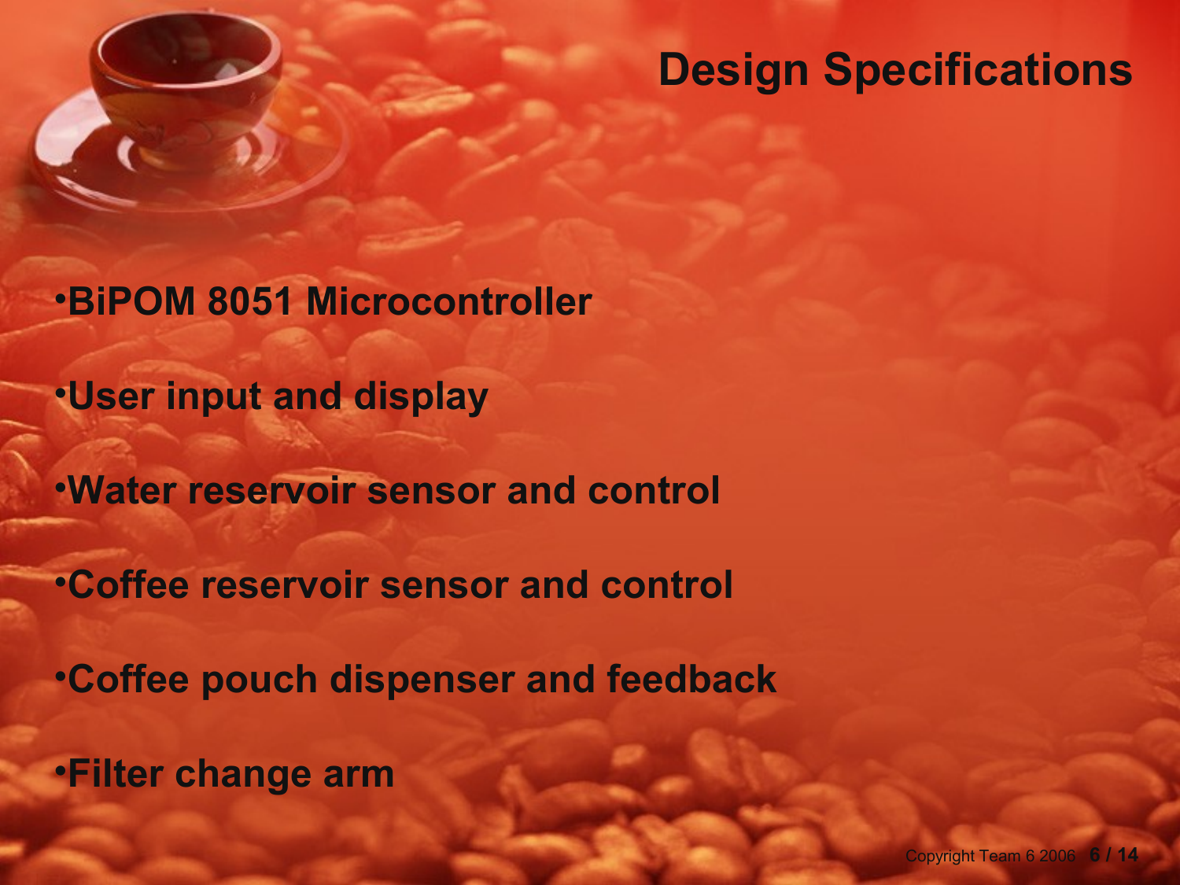# Design Specifications

- BiPOM 8051 Microcontroller
- User input and display
- Water reservoir sensor and control
- Coffee reservoir sensor and control
- Coffee pouch dispenser and feedback
- Filter change arm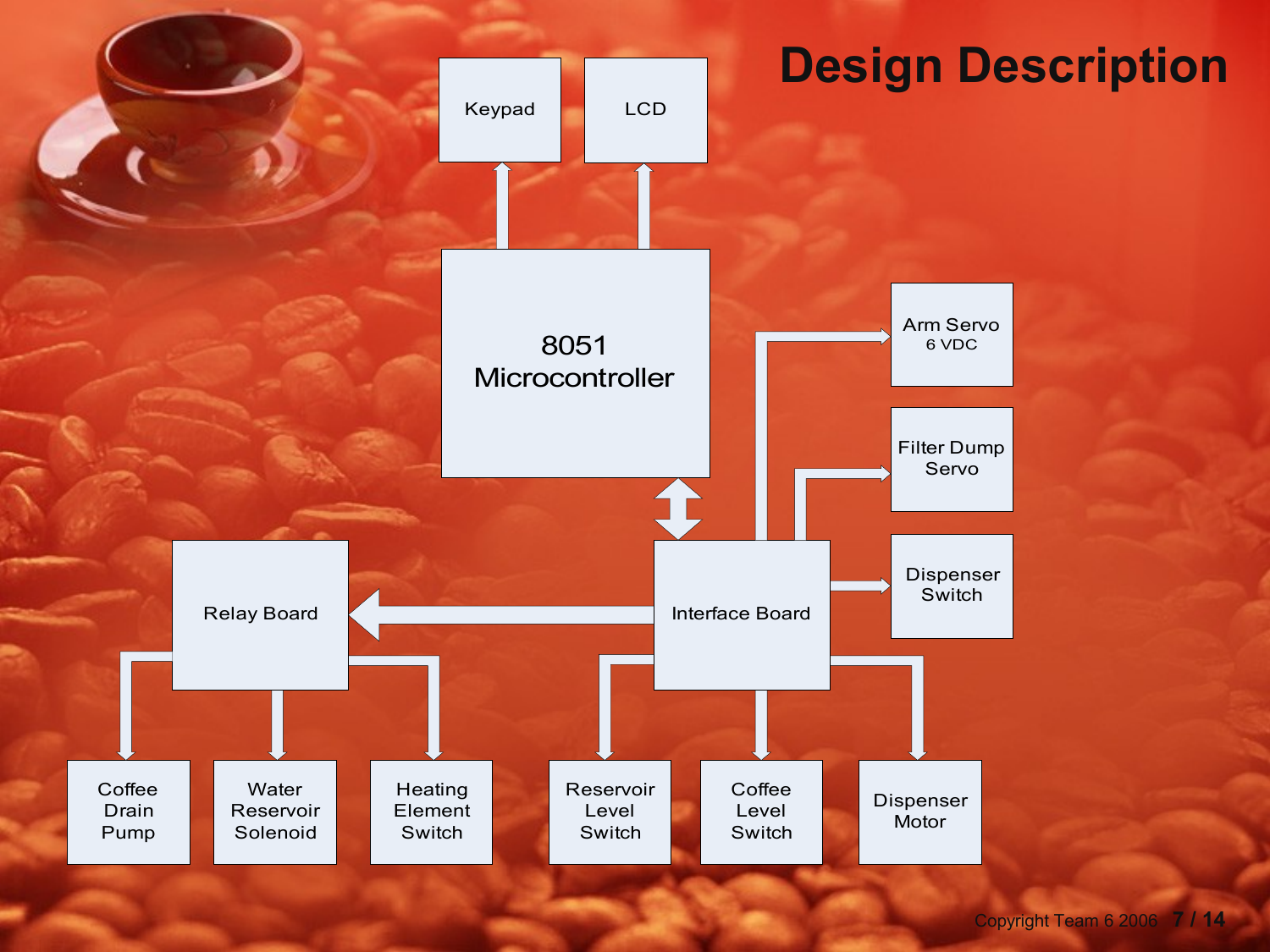# Design Description

- Keypad
- LCD
- 8051 Microcontroller
- Arm Servo 6 VDC
- Filter Dump Servo
- Dispenser Switch
- Relay Board
- Interface Board
- Coffee Drain Pump
- Water Reservoir Solenoid
- Heating Element Switch
- Reservoir Level Switch
- Coffee Level Switch
- Dispenser Motor

Copyright Team 6 2006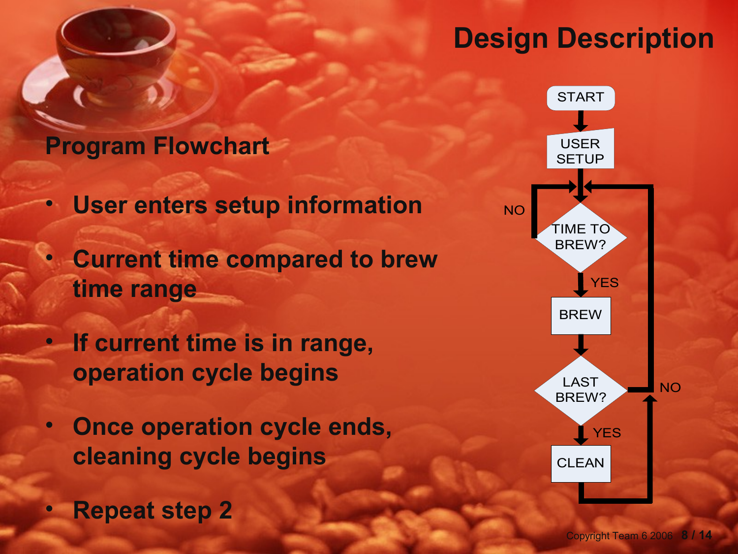# Design Description

## Program Flowchart

- User enters setup information
- Current time compared to brew time range
- If current time is in range, operation cycle begins
- Once operation cycle ends, cleaning cycle begins
- Repeat step 2

START → USER SETUP → TIME TO BREW? (NO: loop back; YES) → BREW → LAST BREW? (NO: loop back to TIME TO BREW?; YES) → CLEAN → loop back to TIME TO BREW?

Copyright Team 6 2006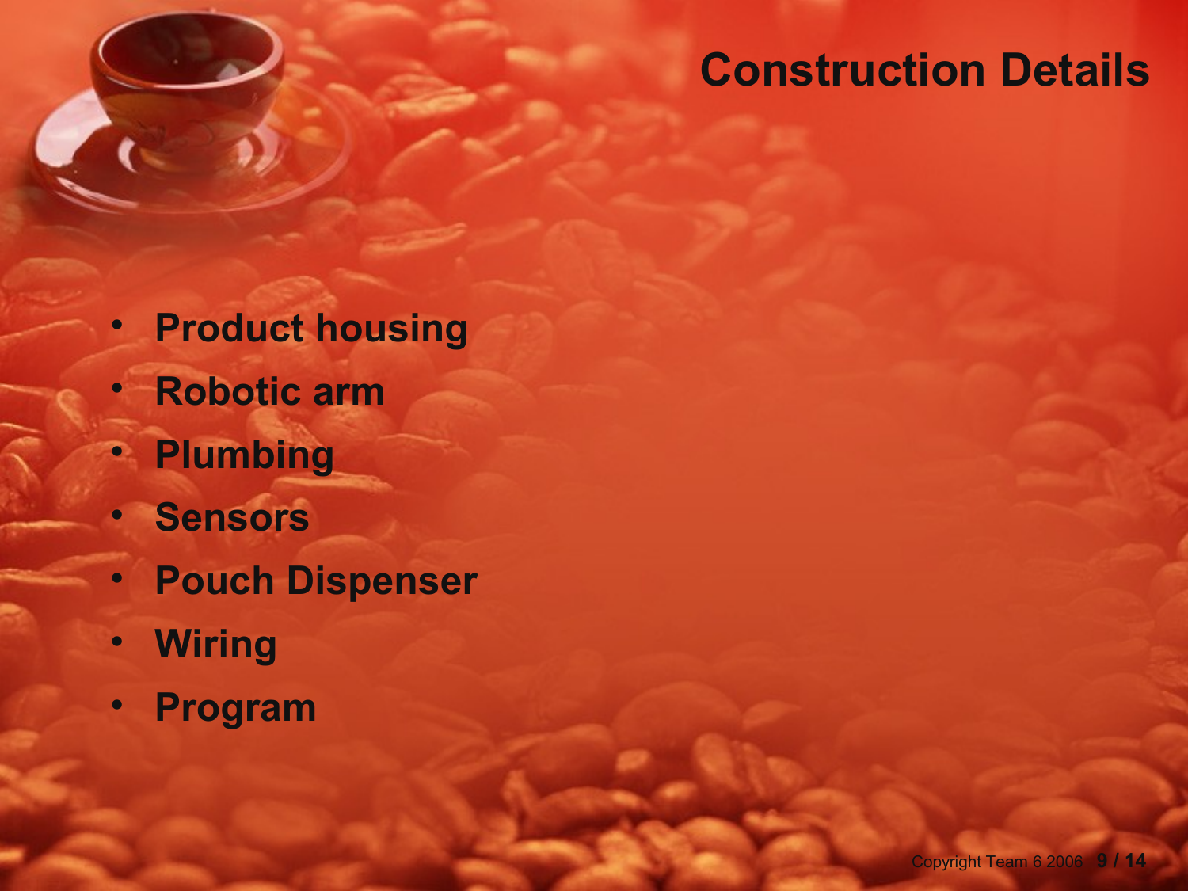# Construction Details

- Product housing
- Robotic arm
- Plumbing
- Sensors
- Pouch Dispenser
- Wiring
- Program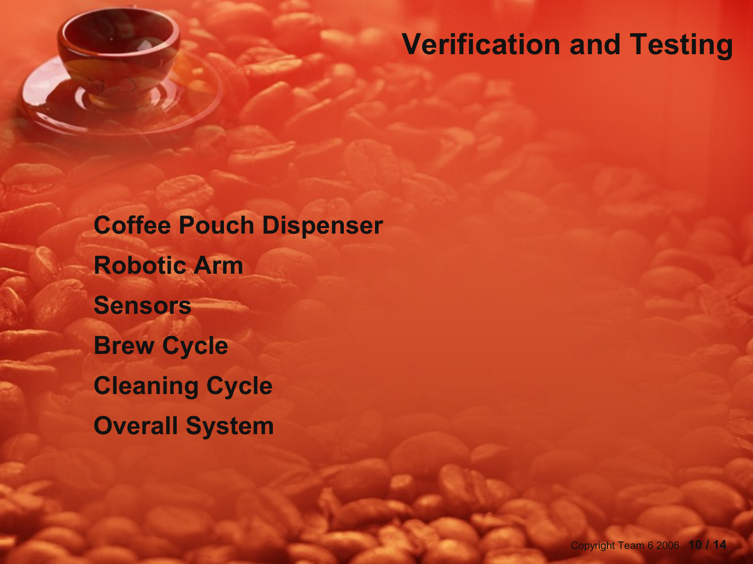# Verification and Testing

- Coffee Pouch Dispenser
- Robotic Arm
- Sensors
- Brew Cycle
- Cleaning Cycle
- Overall System

Copyright Team 6 2006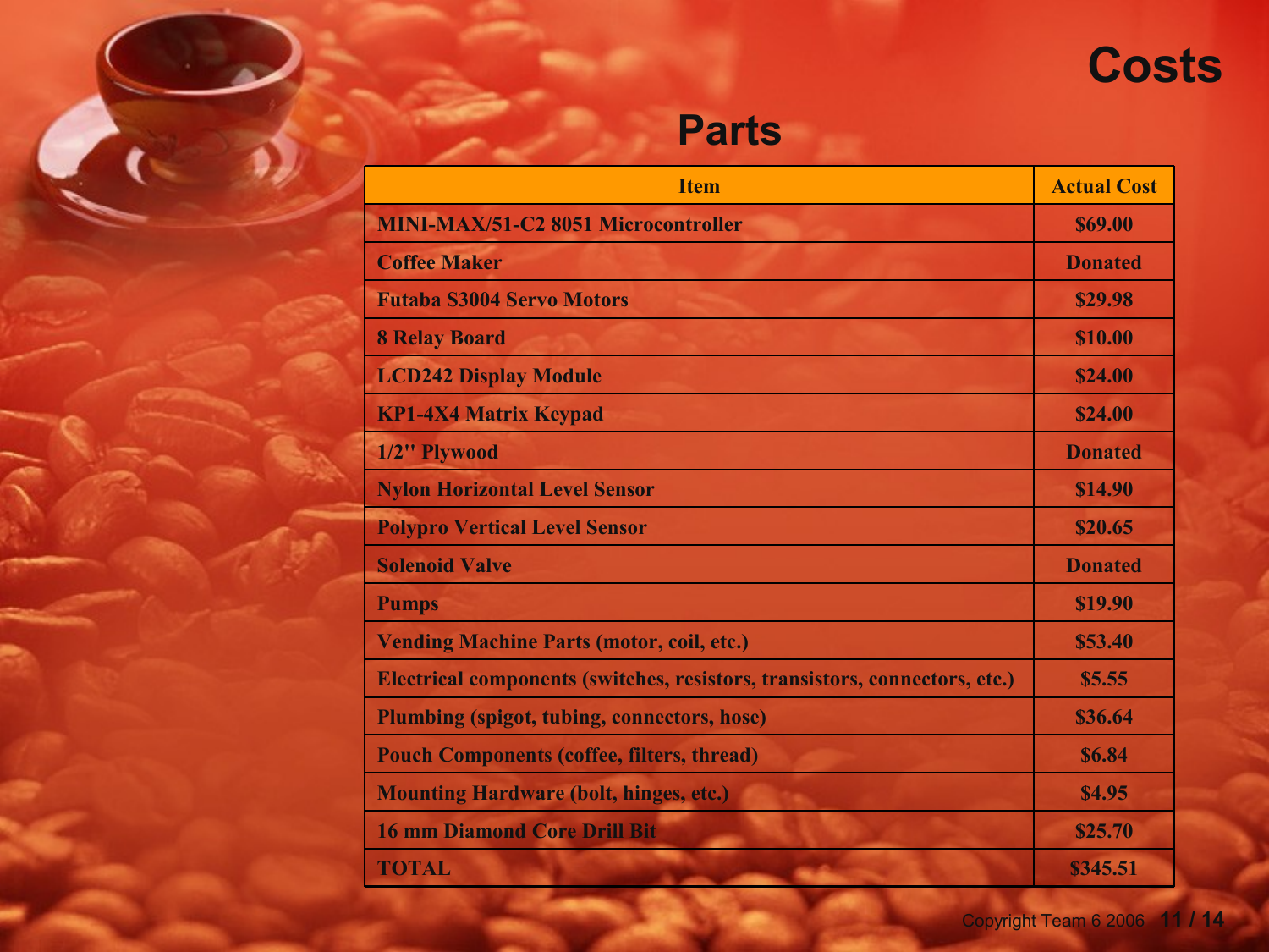# Costs

## Parts

| Item | Actual Cost |
| --- | --- |
| MINI-MAX/51-C2 8051 Microcontroller | $69.00 |
| Coffee Maker | Donated |
| Futaba S3004 Servo Motors | $29.98 |
| 8 Relay Board | $10.00 |
| LCD242 Display Module | $24.00 |
| KP1-4X4 Matrix Keypad | $24.00 |
| 1/2" Plywood | Donated |
| Nylon Horizontal Level Sensor | $14.90 |
| Polypro Vertical Level Sensor | $20.65 |
| Solenoid Valve | Donated |
| Pumps | $19.90 |
| Vending Machine Parts (motor, coil, etc.) | $53.40 |
| Electrical components (switches, resistors, transistors, connectors, etc.) | $5.55 |
| Plumbing (spigot, tubing, connectors, hose) | $36.64 |
| Pouch Components (coffee, filters, thread) | $6.84 |
| Mounting Hardware (bolt, hinges, etc.) | $4.95 |
| 16 mm Diamond Core Drill Bit | $25.70 |
| TOTAL | $345.51 |

Copyright Team 6 2006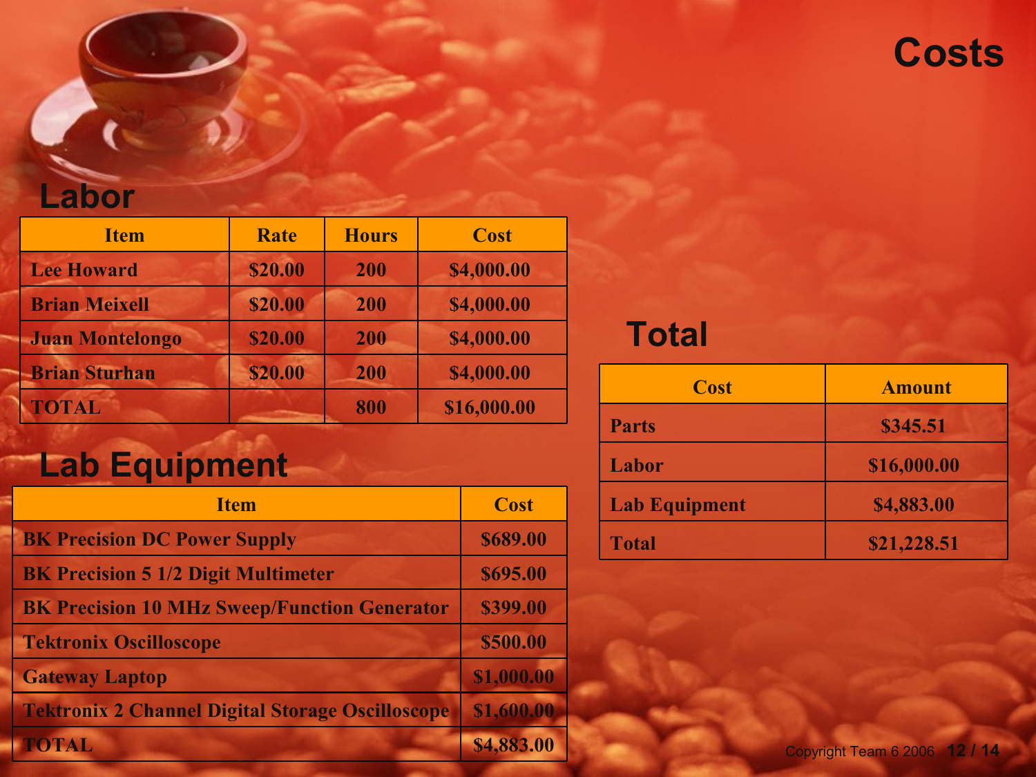# Costs

## Labor

| Item | Rate | Hours | Cost |
|---|---|---|---|
| Lee Howard | $20.00 | 200 | $4,000.00 |
| Brian Meixell | $20.00 | 200 | $4,000.00 |
| Juan Montelongo | $20.00 | 200 | $4,000.00 |
| Brian Sturhan | $20.00 | 200 | $4,000.00 |
| TOTAL | | 800 | $16,000.00 |

## Lab Equipment

| Item | Cost |
|---|---|
| BK Precision DC Power Supply | $689.00 |
| BK Precision 5 1/2 Digit Multimeter | $695.00 |
| BK Precision 10 MHz Sweep/Function Generator | $399.00 |
| Tektronix Oscilloscope | $500.00 |
| Gateway Laptop | $1,000.00 |
| Tektronix 2 Channel Digital Storage Oscilloscope | $1,600.00 |
| TOTAL | $4,883.00 |

## Total

| Cost | Amount |
|---|---|
| Parts | $345.51 |
| Labor | $16,000.00 |
| Lab Equipment | $4,883.00 |
| Total | $21,228.51 |

Copyright Team 6 2006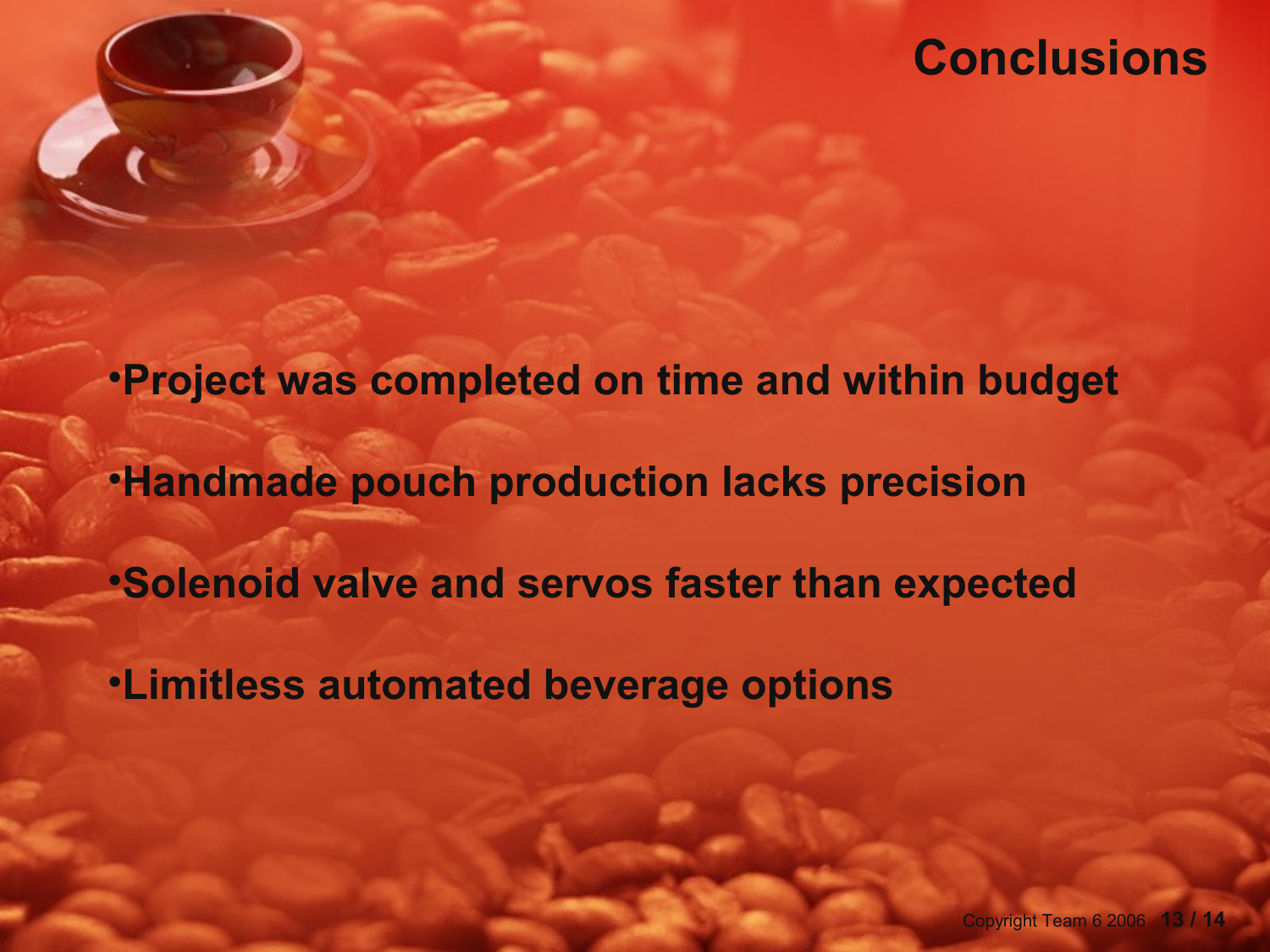# Conclusions

- Project was completed on time and within budget
- Handmade pouch production lacks precision
- Solenoid valve and servos faster than expected
- Limitless automated beverage options

Copyright Team 6 2006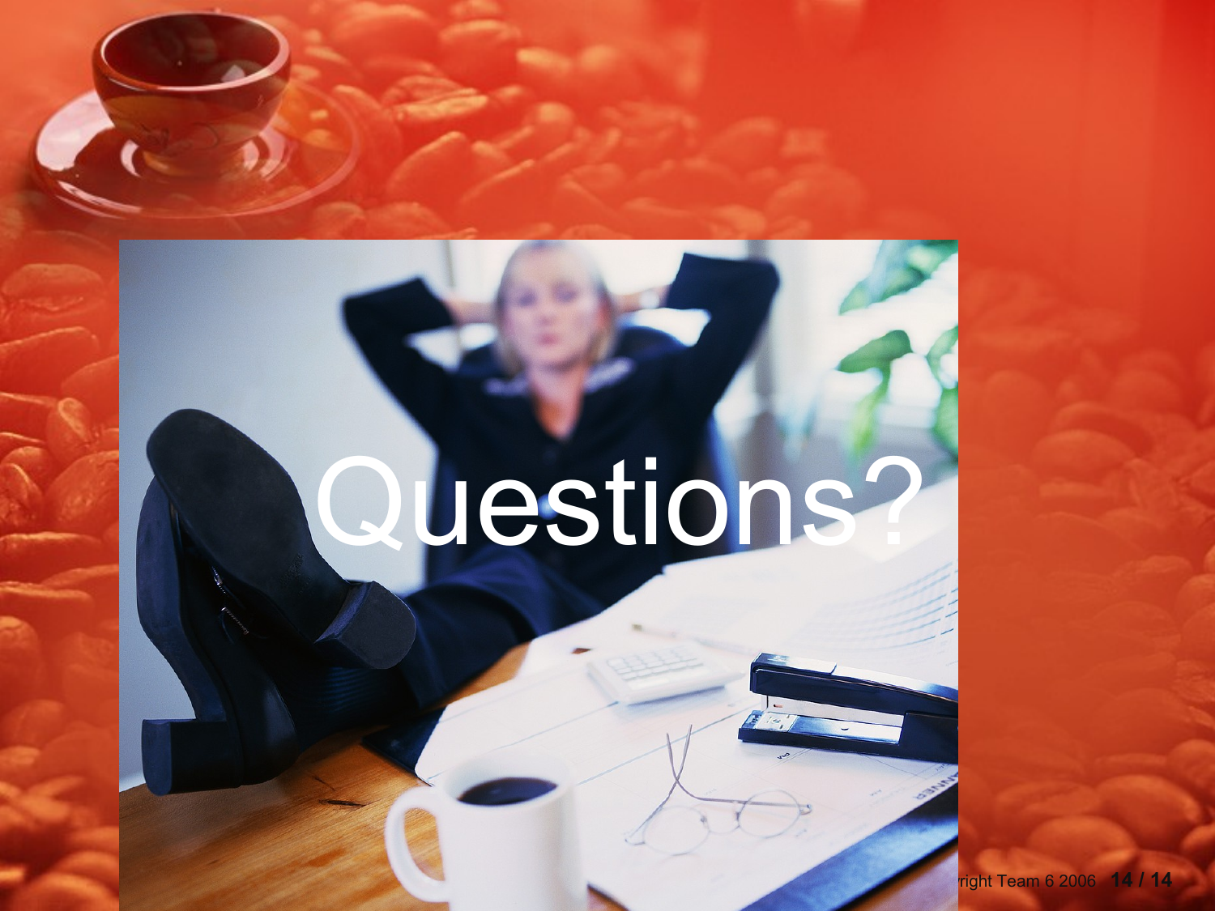# Questions?